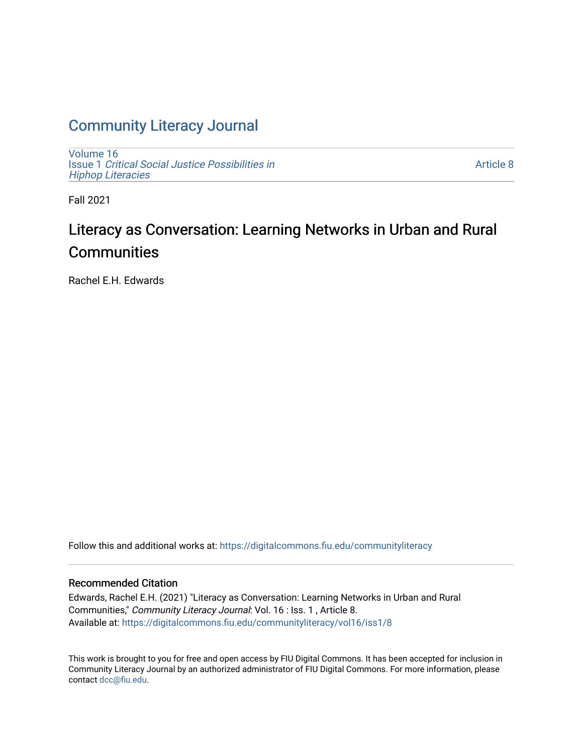# Community Literacy Journal

Volume 16
Issue 1 *Critical Social Justice Possibilities in Hiphop Literacies*

Article 8

Fall 2021

## Literacy as Conversation: Learning Networks in Urban and Rural Communities

Rachel E.H. Edwards

Follow this and additional works at: https://digitalcommons.fiu.edu/communityliteracy

### Recommended Citation

Edwards, Rachel E.H. (2021) "Literacy as Conversation: Learning Networks in Urban and Rural Communities," *Community Literacy Journal*: Vol. 16 : Iss. 1 , Article 8.
Available at: https://digitalcommons.fiu.edu/communityliteracy/vol16/iss1/8

This work is brought to you for free and open access by FIU Digital Commons. It has been accepted for inclusion in Community Literacy Journal by an authorized administrator of FIU Digital Commons. For more information, please contact dcc@fiu.edu.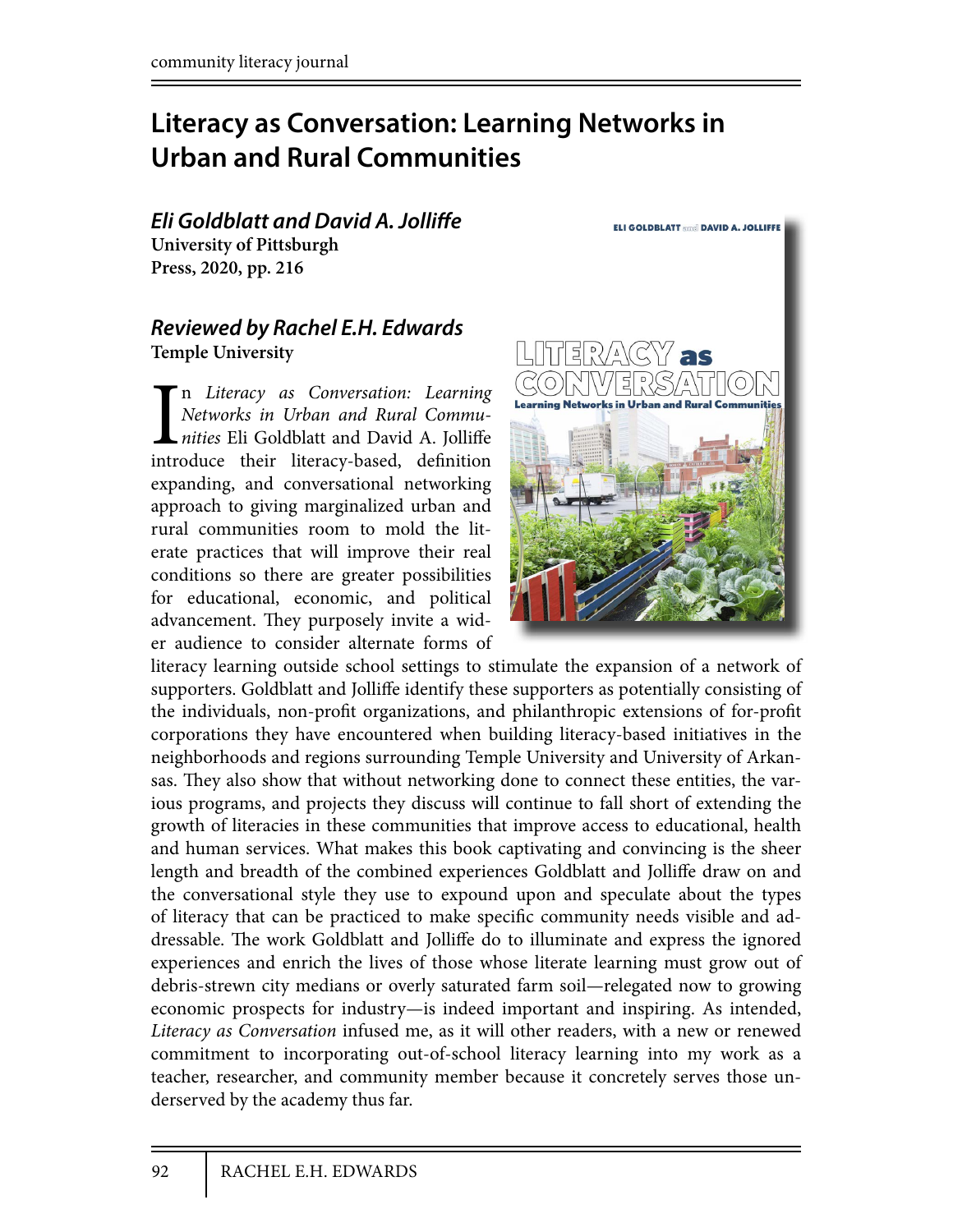# Literacy as Conversation: Learning Networks in Urban and Rural Communities

***Eli Goldblatt and David A. Jolliffe***
**University of Pittsburgh Press, 2020, pp. 216**

***Reviewed by Rachel E.H. Edwards***
**Temple University**

In *Literacy as Conversation: Learning Networks in Urban and Rural Communities* Eli Goldblatt and David A. Jolliffe introduce their literacy-based, definition expanding, and conversational networking approach to giving marginalized urban and rural communities room to mold the literate practices that will improve their real conditions so there are greater possibilities for educational, economic, and political advancement. They purposely invite a wider audience to consider alternate forms of literacy learning outside school settings to stimulate the expansion of a network of supporters. Goldblatt and Jolliffe identify these supporters as potentially consisting of the individuals, non-profit organizations, and philanthropic extensions of for-profit corporations they have encountered when building literacy-based initiatives in the neighborhoods and regions surrounding Temple University and University of Arkansas. They also show that without networking done to connect these entities, the various programs, and projects they discuss will continue to fall short of extending the growth of literacies in these communities that improve access to educational, health and human services. What makes this book captivating and convincing is the sheer length and breadth of the combined experiences Goldblatt and Jolliffe draw on and the conversational style they use to expound upon and speculate about the types of literacy that can be practiced to make specific community needs visible and addressable. The work Goldblatt and Jolliffe do to illuminate and express the ignored experiences and enrich the lives of those whose literate learning must grow out of debris-strewn city medians or overly saturated farm soil—relegated now to growing economic prospects for industry—is indeed important and inspiring. As intended, *Literacy as Conversation* infused me, as it will other readers, with a new or renewed commitment to incorporating out-of-school literacy learning into my work as a teacher, researcher, and community member because it concretely serves those underserved by the academy thus far.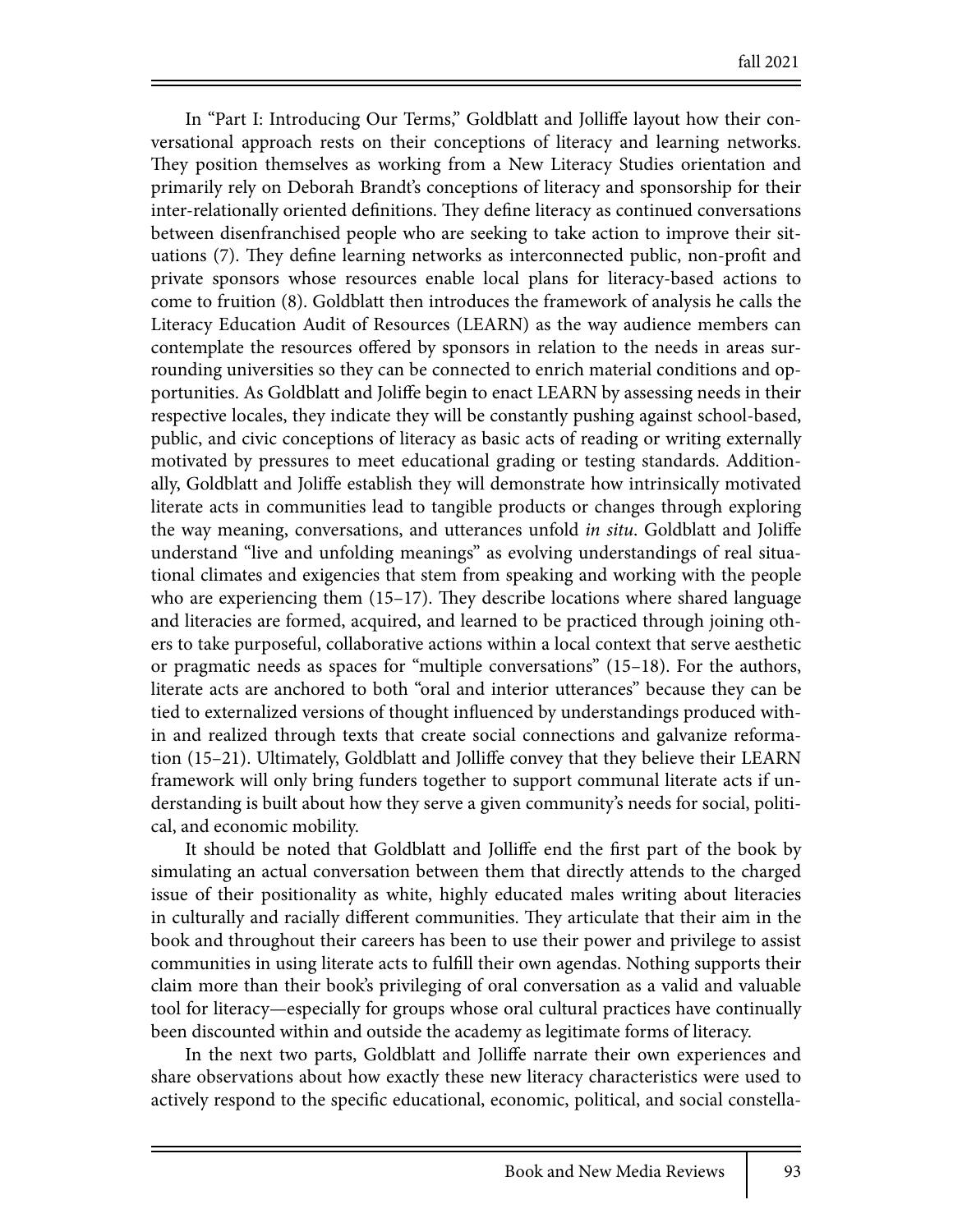In "Part I: Introducing Our Terms," Goldblatt and Jolliffe layout how their conversational approach rests on their conceptions of literacy and learning networks. They position themselves as working from a New Literacy Studies orientation and primarily rely on Deborah Brandt's conceptions of literacy and sponsorship for their inter-relationally oriented definitions. They define literacy as continued conversations between disenfranchised people who are seeking to take action to improve their situations (7). They define learning networks as interconnected public, non-profit and private sponsors whose resources enable local plans for literacy-based actions to come to fruition (8). Goldblatt then introduces the framework of analysis he calls the Literacy Education Audit of Resources (LEARN) as the way audience members can contemplate the resources offered by sponsors in relation to the needs in areas surrounding universities so they can be connected to enrich material conditions and opportunities. As Goldblatt and Joliffe begin to enact LEARN by assessing needs in their respective locales, they indicate they will be constantly pushing against school-based, public, and civic conceptions of literacy as basic acts of reading or writing externally motivated by pressures to meet educational grading or testing standards. Additionally, Goldblatt and Joliffe establish they will demonstrate how intrinsically motivated literate acts in communities lead to tangible products or changes through exploring the way meaning, conversations, and utterances unfold *in situ*. Goldblatt and Joliffe understand "live and unfolding meanings" as evolving understandings of real situational climates and exigencies that stem from speaking and working with the people who are experiencing them (15–17). They describe locations where shared language and literacies are formed, acquired, and learned to be practiced through joining others to take purposeful, collaborative actions within a local context that serve aesthetic or pragmatic needs as spaces for "multiple conversations" (15–18). For the authors, literate acts are anchored to both "oral and interior utterances" because they can be tied to externalized versions of thought influenced by understandings produced within and realized through texts that create social connections and galvanize reformation (15–21). Ultimately, Goldblatt and Jolliffe convey that they believe their LEARN framework will only bring funders together to support communal literate acts if understanding is built about how they serve a given community's needs for social, political, and economic mobility.

It should be noted that Goldblatt and Jolliffe end the first part of the book by simulating an actual conversation between them that directly attends to the charged issue of their positionality as white, highly educated males writing about literacies in culturally and racially different communities. They articulate that their aim in the book and throughout their careers has been to use their power and privilege to assist communities in using literate acts to fulfill their own agendas. Nothing supports their claim more than their book's privileging of oral conversation as a valid and valuable tool for literacy—especially for groups whose oral cultural practices have continually been discounted within and outside the academy as legitimate forms of literacy.

In the next two parts, Goldblatt and Jolliffe narrate their own experiences and share observations about how exactly these new literacy characteristics were used to actively respond to the specific educational, economic, political, and social constella-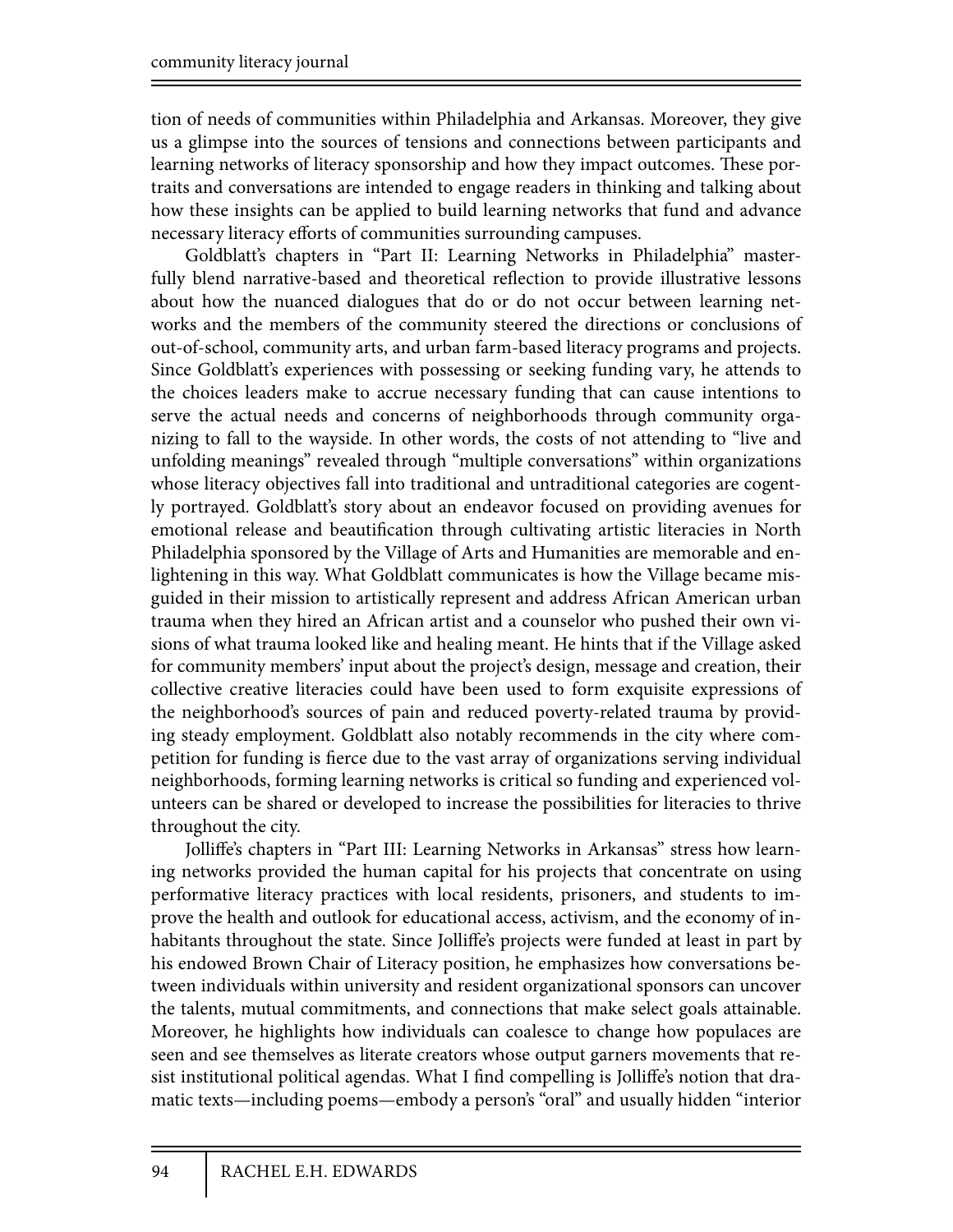tion of needs of communities within Philadelphia and Arkansas. Moreover, they give us a glimpse into the sources of tensions and connections between participants and learning networks of literacy sponsorship and how they impact outcomes. These portraits and conversations are intended to engage readers in thinking and talking about how these insights can be applied to build learning networks that fund and advance necessary literacy efforts of communities surrounding campuses.

Goldblatt's chapters in "Part II: Learning Networks in Philadelphia" masterfully blend narrative-based and theoretical reflection to provide illustrative lessons about how the nuanced dialogues that do or do not occur between learning networks and the members of the community steered the directions or conclusions of out-of-school, community arts, and urban farm-based literacy programs and projects. Since Goldblatt's experiences with possessing or seeking funding vary, he attends to the choices leaders make to accrue necessary funding that can cause intentions to serve the actual needs and concerns of neighborhoods through community organizing to fall to the wayside. In other words, the costs of not attending to "live and unfolding meanings" revealed through "multiple conversations" within organizations whose literacy objectives fall into traditional and untraditional categories are cogently portrayed. Goldblatt's story about an endeavor focused on providing avenues for emotional release and beautification through cultivating artistic literacies in North Philadelphia sponsored by the Village of Arts and Humanities are memorable and enlightening in this way. What Goldblatt communicates is how the Village became misguided in their mission to artistically represent and address African American urban trauma when they hired an African artist and a counselor who pushed their own visions of what trauma looked like and healing meant. He hints that if the Village asked for community members' input about the project's design, message and creation, their collective creative literacies could have been used to form exquisite expressions of the neighborhood's sources of pain and reduced poverty-related trauma by providing steady employment. Goldblatt also notably recommends in the city where competition for funding is fierce due to the vast array of organizations serving individual neighborhoods, forming learning networks is critical so funding and experienced volunteers can be shared or developed to increase the possibilities for literacies to thrive throughout the city.

Jolliffe's chapters in "Part III: Learning Networks in Arkansas" stress how learning networks provided the human capital for his projects that concentrate on using performative literacy practices with local residents, prisoners, and students to improve the health and outlook for educational access, activism, and the economy of inhabitants throughout the state. Since Jolliffe's projects were funded at least in part by his endowed Brown Chair of Literacy position, he emphasizes how conversations between individuals within university and resident organizational sponsors can uncover the talents, mutual commitments, and connections that make select goals attainable. Moreover, he highlights how individuals can coalesce to change how populaces are seen and see themselves as literate creators whose output garners movements that resist institutional political agendas. What I find compelling is Jolliffe's notion that dramatic texts—including poems—embody a person's "oral" and usually hidden "interior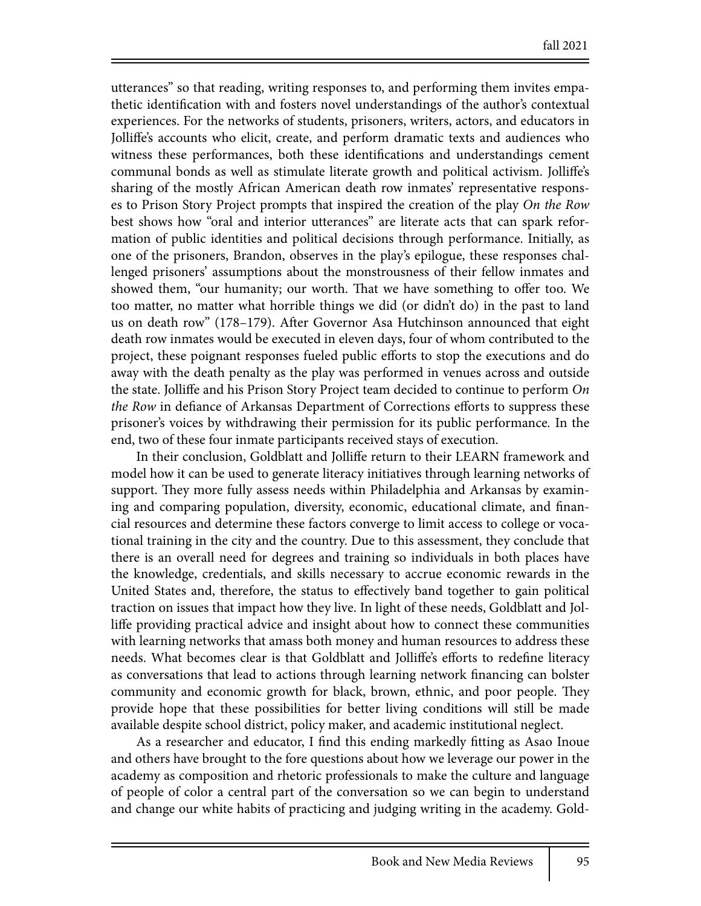utterances" so that reading, writing responses to, and performing them invites empathetic identification with and fosters novel understandings of the author's contextual experiences. For the networks of students, prisoners, writers, actors, and educators in Jolliffe's accounts who elicit, create, and perform dramatic texts and audiences who witness these performances, both these identifications and understandings cement communal bonds as well as stimulate literate growth and political activism. Jolliffe's sharing of the mostly African American death row inmates' representative responses to Prison Story Project prompts that inspired the creation of the play *On the Row* best shows how "oral and interior utterances" are literate acts that can spark reformation of public identities and political decisions through performance. Initially, as one of the prisoners, Brandon, observes in the play's epilogue, these responses challenged prisoners' assumptions about the monstrousness of their fellow inmates and showed them, "our humanity; our worth. That we have something to offer too. We too matter, no matter what horrible things we did (or didn't do) in the past to land us on death row" (178–179). After Governor Asa Hutchinson announced that eight death row inmates would be executed in eleven days, four of whom contributed to the project, these poignant responses fueled public efforts to stop the executions and do away with the death penalty as the play was performed in venues across and outside the state. Jolliffe and his Prison Story Project team decided to continue to perform *On the Row* in defiance of Arkansas Department of Corrections efforts to suppress these prisoner's voices by withdrawing their permission for its public performance. In the end, two of these four inmate participants received stays of execution.

In their conclusion, Goldblatt and Jolliffe return to their LEARN framework and model how it can be used to generate literacy initiatives through learning networks of support. They more fully assess needs within Philadelphia and Arkansas by examining and comparing population, diversity, economic, educational climate, and financial resources and determine these factors converge to limit access to college or vocational training in the city and the country. Due to this assessment, they conclude that there is an overall need for degrees and training so individuals in both places have the knowledge, credentials, and skills necessary to accrue economic rewards in the United States and, therefore, the status to effectively band together to gain political traction on issues that impact how they live. In light of these needs, Goldblatt and Jolliffe providing practical advice and insight about how to connect these communities with learning networks that amass both money and human resources to address these needs. What becomes clear is that Goldblatt and Jolliffe's efforts to redefine literacy as conversations that lead to actions through learning network financing can bolster community and economic growth for black, brown, ethnic, and poor people. They provide hope that these possibilities for better living conditions will still be made available despite school district, policy maker, and academic institutional neglect.

As a researcher and educator, I find this ending markedly fitting as Asao Inoue and others have brought to the fore questions about how we leverage our power in the academy as composition and rhetoric professionals to make the culture and language of people of color a central part of the conversation so we can begin to understand and change our white habits of practicing and judging writing in the academy. Gold-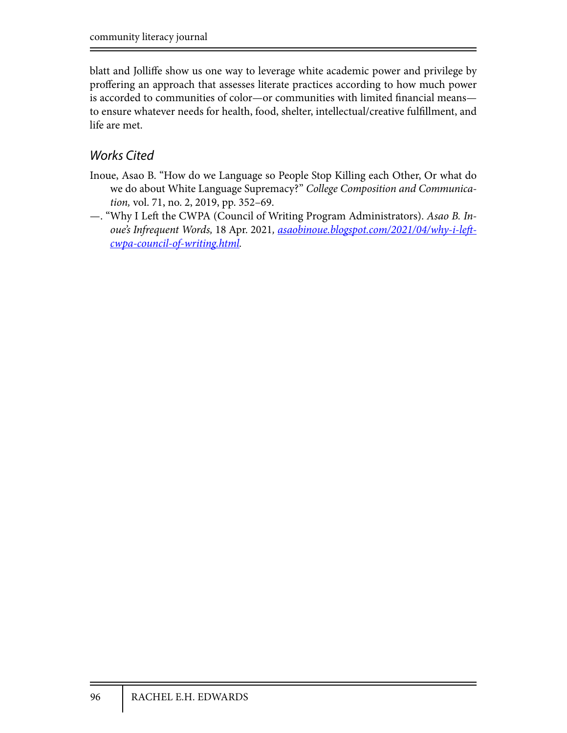blatt and Jolliffe show us one way to leverage white academic power and privilege by proffering an approach that assesses literate practices according to how much power is accorded to communities of color—or communities with limited financial means—to ensure whatever needs for health, food, shelter, intellectual/creative fulfillment, and life are met.

## *Works Cited*

Inoue, Asao B. "How do we Language so People Stop Killing each Other, Or what do we do about White Language Supremacy?" *College Composition and Communication,* vol. 71, no. 2, 2019, pp. 352–69.

—. "Why I Left the CWPA (Council of Writing Program Administrators). *Asao B. Inoue's Infrequent Words,* 18 Apr. 2021, [asaobinoue.blogspot.com/2021/04/why-i-left-cwpa-council-of-writing.html](asaobinoue.blogspot.com/2021/04/why-i-left-cwpa-council-of-writing.html).